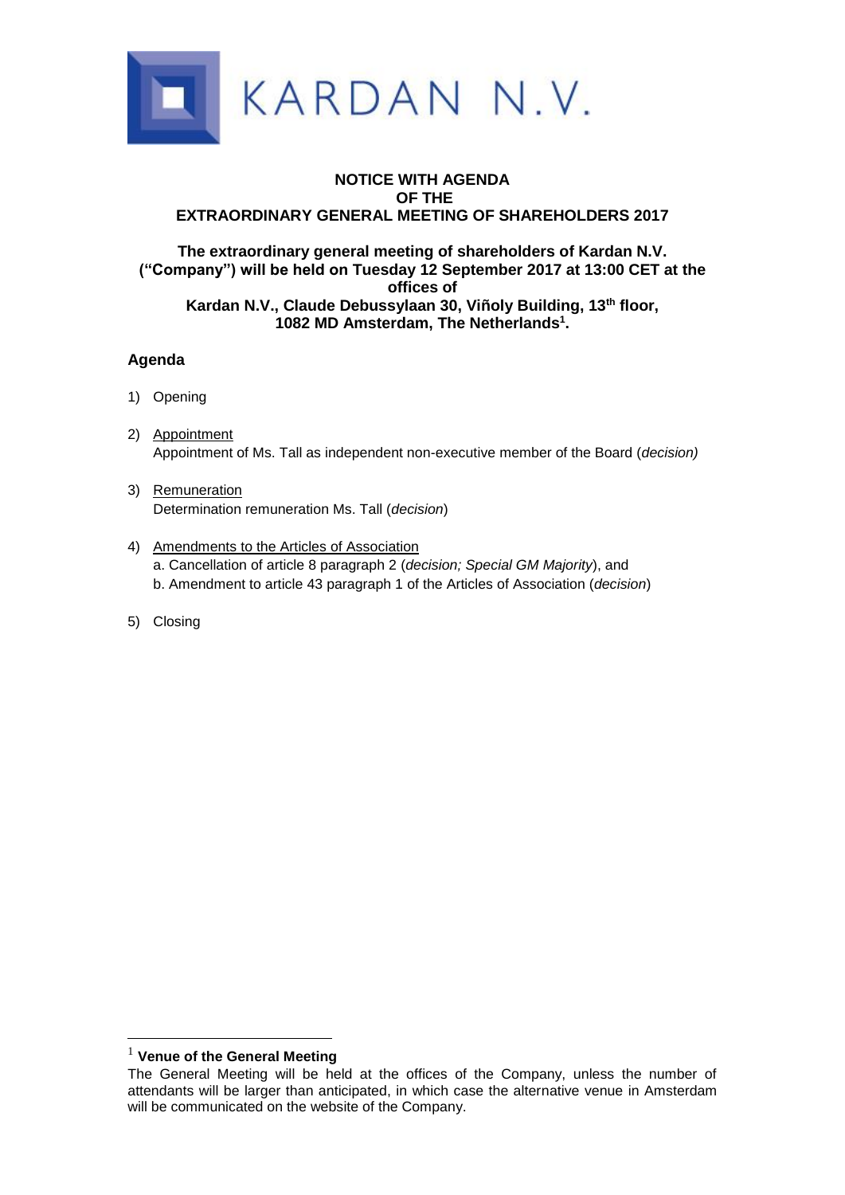KARDAN N.V.

# NOTICE WITH AGENDA OF THE EXTRAORDINARY GENERAL MEETING OF SHAREHOLDERS 2017

**The extraordinary general meeting of shareholders of Kardan N.V. ("Company") will be held on Tuesday 12 September 2017 at 13:00 CET at the offices of Kardan N.V., Claude Debussylaan 30, Viñoly Building, 13th floor, 1082 MD Amsterdam, The Netherlands[1].**

## Agenda

1) Opening

2) Appointment
   Appointment of Ms. Tall as independent non-executive member of the Board (*decision)*

3) Remuneration
   Determination remuneration Ms. Tall (*decision*)

4) Amendments to the Articles of Association
   a. Cancellation of article 8 paragraph 2 (*decision; Special GM Majority*), and
   b. Amendment to article 43 paragraph 1 of the Articles of Association (*decision*)

5) Closing

---

[1] **Venue of the General Meeting**

The General Meeting will be held at the offices of the Company, unless the number of attendants will be larger than anticipated, in which case the alternative venue in Amsterdam will be communicated on the website of the Company.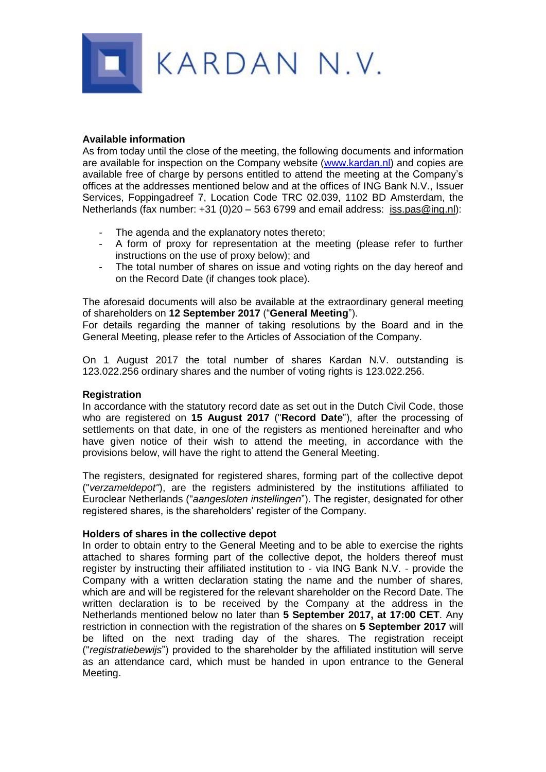**Available information**

As from today until the close of the meeting, the following documents and information are available for inspection on the Company website (www.kardan.nl) and copies are available free of charge by persons entitled to attend the meeting at the Company's offices at the addresses mentioned below and at the offices of ING Bank N.V., Issuer Services, Foppingadreef 7, Location Code TRC 02.039, 1102 BD Amsterdam, the Netherlands (fax number: +31 (0)20 – 563 6799 and email address: iss.pas@ing.nl):

- The agenda and the explanatory notes thereto;
- A form of proxy for representation at the meeting (please refer to further instructions on the use of proxy below); and
- The total number of shares on issue and voting rights on the day hereof and on the Record Date (if changes took place).

The aforesaid documents will also be available at the extraordinary general meeting of shareholders on **12 September 2017** ("**General Meeting**").
For details regarding the manner of taking resolutions by the Board and in the General Meeting, please refer to the Articles of Association of the Company.

On 1 August 2017 the total number of shares Kardan N.V. outstanding is 123.022.256 ordinary shares and the number of voting rights is 123.022.256.

**Registration**

In accordance with the statutory record date as set out in the Dutch Civil Code, those who are registered on **15 August 2017** ("**Record Date**"), after the processing of settlements on that date, in one of the registers as mentioned hereinafter and who have given notice of their wish to attend the meeting, in accordance with the provisions below, will have the right to attend the General Meeting.

The registers, designated for registered shares, forming part of the collective depot ("*verzameldepot*"), are the registers administered by the institutions affiliated to Euroclear Netherlands ("*aangesloten instellingen*"). The register, designated for other registered shares, is the shareholders' register of the Company.

**Holders of shares in the collective depot**

In order to obtain entry to the General Meeting and to be able to exercise the rights attached to shares forming part of the collective depot, the holders thereof must register by instructing their affiliated institution to - via ING Bank N.V. - provide the Company with a written declaration stating the name and the number of shares, which are and will be registered for the relevant shareholder on the Record Date. The written declaration is to be received by the Company at the address in the Netherlands mentioned below no later than **5 September 2017, at 17:00 CET**. Any restriction in connection with the registration of the shares on **5 September 2017** will be lifted on the next trading day of the shares. The registration receipt ("*registratiebewijs*") provided to the shareholder by the affiliated institution will serve as an attendance card, which must be handed in upon entrance to the General Meeting.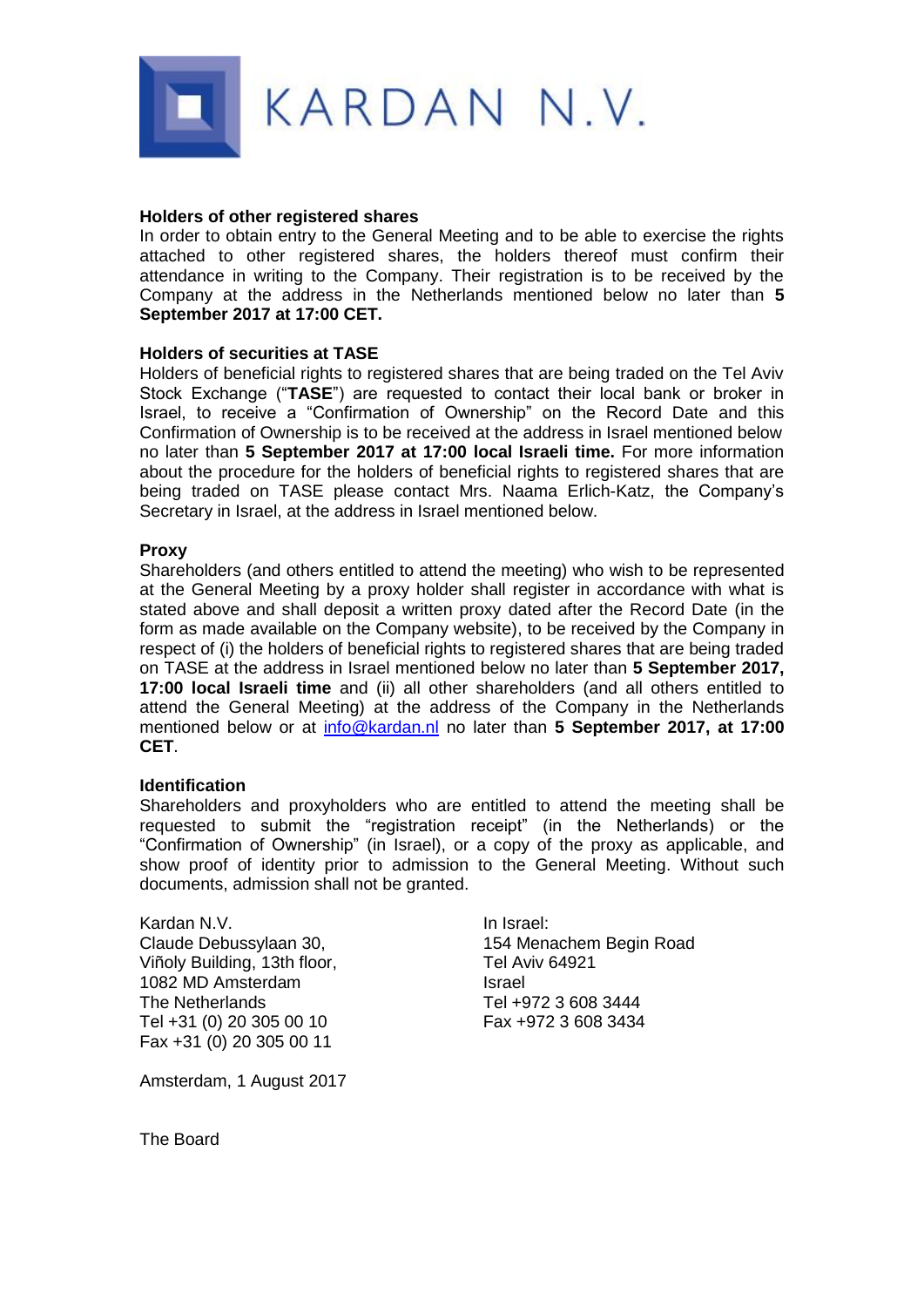KARDAN N.V.

**Holders of other registered shares**

In order to obtain entry to the General Meeting and to be able to exercise the rights attached to other registered shares, the holders thereof must confirm their attendance in writing to the Company. Their registration is to be received by the Company at the address in the Netherlands mentioned below no later than **5 September 2017 at 17:00 CET.**

**Holders of securities at TASE**

Holders of beneficial rights to registered shares that are being traded on the Tel Aviv Stock Exchange ("**TASE**") are requested to contact their local bank or broker in Israel, to receive a "Confirmation of Ownership" on the Record Date and this Confirmation of Ownership is to be received at the address in Israel mentioned below no later than **5 September 2017 at 17:00 local Israeli time.** For more information about the procedure for the holders of beneficial rights to registered shares that are being traded on TASE please contact Mrs. Naama Erlich-Katz, the Company's Secretary in Israel, at the address in Israel mentioned below.

**Proxy**

Shareholders (and others entitled to attend the meeting) who wish to be represented at the General Meeting by a proxy holder shall register in accordance with what is stated above and shall deposit a written proxy dated after the Record Date (in the form as made available on the Company website), to be received by the Company in respect of (i) the holders of beneficial rights to registered shares that are being traded on TASE at the address in Israel mentioned below no later than **5 September 2017, 17:00 local Israeli time** and (ii) all other shareholders (and all others entitled to attend the General Meeting) at the address of the Company in the Netherlands mentioned below or at info@kardan.nl no later than **5 September 2017, at 17:00 CET**.

**Identification**

Shareholders and proxyholders who are entitled to attend the meeting shall be requested to submit the "registration receipt" (in the Netherlands) or the "Confirmation of Ownership" (in Israel), or a copy of the proxy as applicable, and show proof of identity prior to admission to the General Meeting. Without such documents, admission shall not be granted.

Kardan N.V.
Claude Debussylaan 30,
Viñoly Building, 13th floor,
1082 MD Amsterdam
The Netherlands
Tel +31 (0) 20 305 00 10
Fax +31 (0) 20 305 00 11

In Israel:
154 Menachem Begin Road
Tel Aviv 64921
Israel
Tel +972 3 608 3444
Fax +972 3 608 3434

Amsterdam, 1 August 2017

The Board